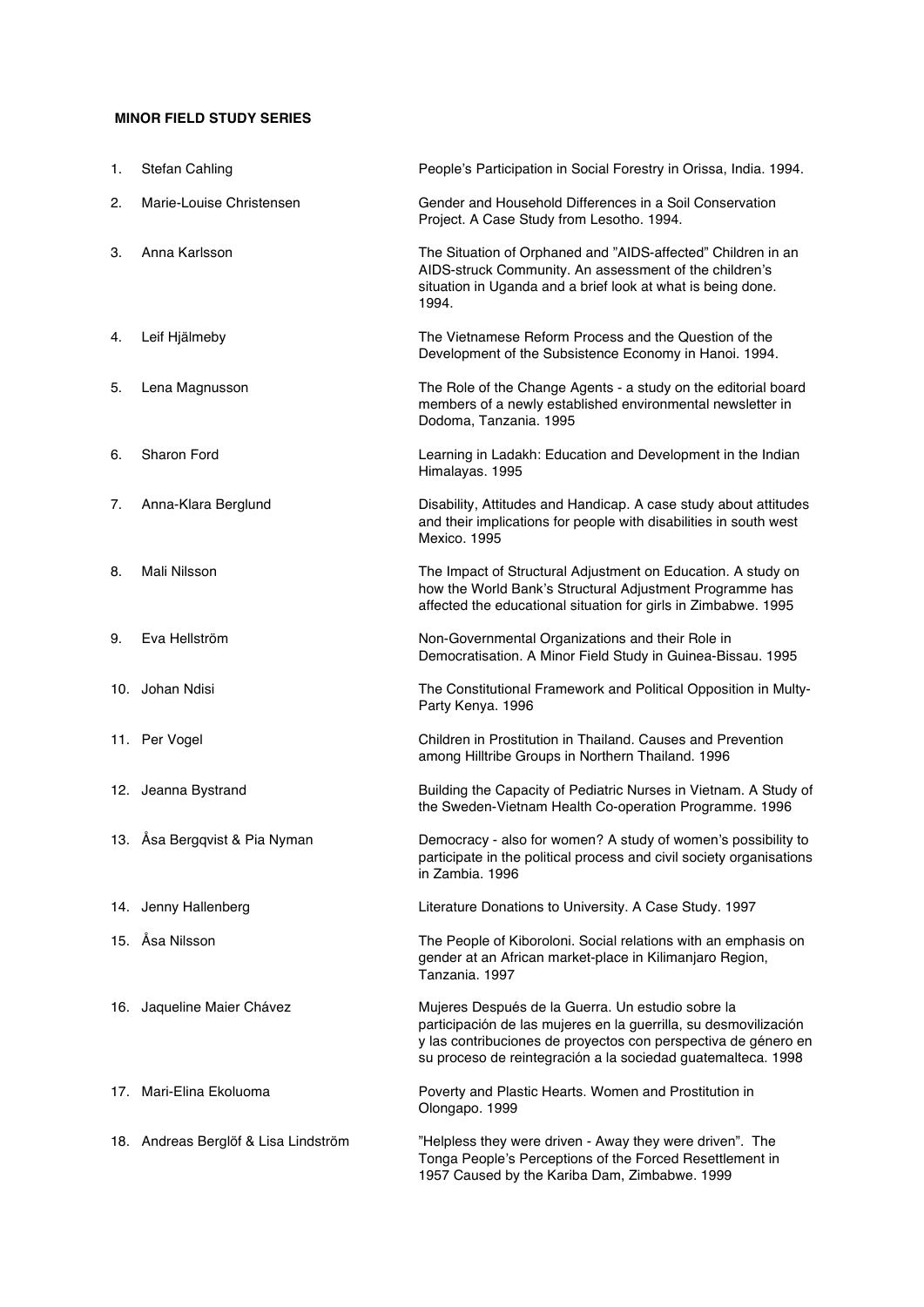**MINOR FIELD STUDY SERIES**

1. Stefan Cahling — People's Participation in Social Forestry in Orissa, India. 1994.
2. Marie-Louise Christensen — Gender and Household Differences in a Soil Conservation Project. A Case Study from Lesotho. 1994.
3. Anna Karlsson — The Situation of Orphaned and "AIDS-affected" Children in an AIDS-struck Community. An assessment of the children's situation in Uganda and a brief look at what is being done. 1994.
4. Leif Hjälmeby — The Vietnamese Reform Process and the Question of the Development of the Subsistence Economy in Hanoi. 1994.
5. Lena Magnusson — The Role of the Change Agents - a study on the editorial board members of a newly established environmental newsletter in Dodoma, Tanzania. 1995
6. Sharon Ford — Learning in Ladakh: Education and Development in the Indian Himalayas. 1995
7. Anna-Klara Berglund — Disability, Attitudes and Handicap. A case study about attitudes and their implications for people with disabilities in south west Mexico. 1995
8. Mali Nilsson — The Impact of Structural Adjustment on Education. A study on how the World Bank's Structural Adjustment Programme has affected the educational situation for girls in Zimbabwe. 1995
9. Eva Hellström — Non-Governmental Organizations and their Role in Democratisation. A Minor Field Study in Guinea-Bissau. 1995
10. Johan Ndisi — The Constitutional Framework and Political Opposition in Multy-Party Kenya. 1996
11. Per Vogel — Children in Prostitution in Thailand. Causes and Prevention among Hilltribe Groups in Northern Thailand. 1996
12. Jeanna Bystrand — Building the Capacity of Pediatric Nurses in Vietnam. A Study of the Sweden-Vietnam Health Co-operation Programme. 1996
13. Åsa Bergqvist & Pia Nyman — Democracy - also for women? A study of women's possibility to participate in the political process and civil society organisations in Zambia. 1996
14. Jenny Hallenberg — Literature Donations to University. A Case Study. 1997
15. Åsa Nilsson — The People of Kiboroloni. Social relations with an emphasis on gender at an African market-place in Kilimanjaro Region, Tanzania. 1997
16. Jaqueline Maier Chávez — Mujeres Después de la Guerra. Un estudio sobre la participación de las mujeres en la guerrilla, su desmovilización y las contribuciones de proyectos con perspectiva de género en su proceso de reintegración a la sociedad guatemalteca. 1998
17. Mari-Elina Ekoluoma — Poverty and Plastic Hearts. Women and Prostitution in Olongapo. 1999
18. Andreas Berglöf & Lisa Lindström — "Helpless they were driven - Away they were driven". The Tonga People's Perceptions of the Forced Resettlement in 1957 Caused by the Kariba Dam, Zimbabwe. 1999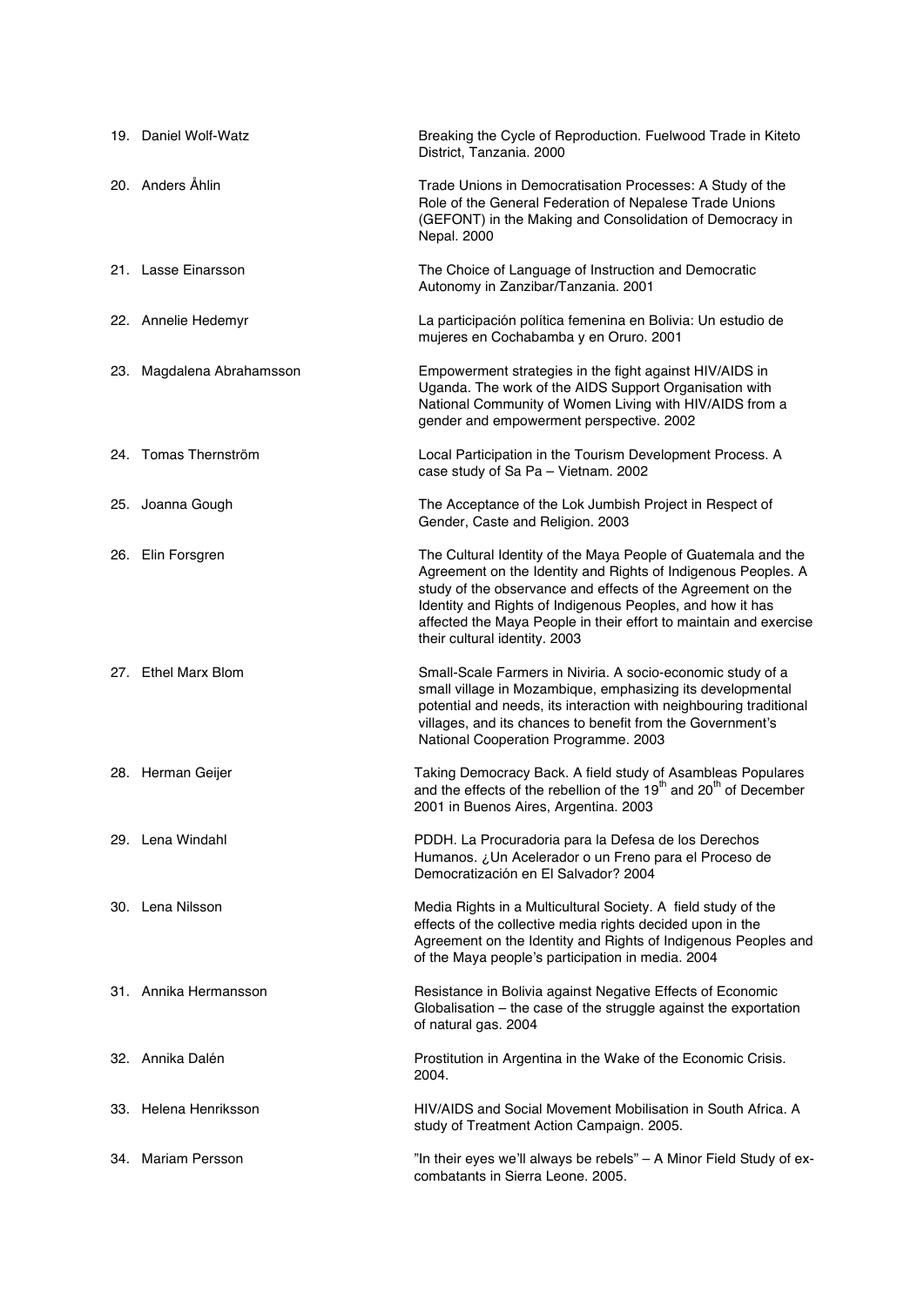| | |
|---|---|
| 19. Daniel Wolf-Watz | Breaking the Cycle of Reproduction. Fuelwood Trade in Kiteto District, Tanzania. 2000 |
| 20. Anders Åhlin | Trade Unions in Democratisation Processes: A Study of the Role of the General Federation of Nepalese Trade Unions (GEFONT) in the Making and Consolidation of Democracy in Nepal. 2000 |
| 21. Lasse Einarsson | The Choice of Language of Instruction and Democratic Autonomy in Zanzibar/Tanzania. 2001 |
| 22. Annelie Hedemyr | La participación política femenina en Bolivia: Un estudio de mujeres en Cochabamba y en Oruro. 2001 |
| 23. Magdalena Abrahamsson | Empowerment strategies in the fight against HIV/AIDS in Uganda. The work of the AIDS Support Organisation with National Community of Women Living with HIV/AIDS from a gender and empowerment perspective. 2002 |
| 24. Tomas Thernström | Local Participation in the Tourism Development Process. A case study of Sa Pa – Vietnam. 2002 |
| 25. Joanna Gough | The Acceptance of the Lok Jumbish Project in Respect of Gender, Caste and Religion. 2003 |
| 26. Elin Forsgren | The Cultural Identity of the Maya People of Guatemala and the Agreement on the Identity and Rights of Indigenous Peoples. A study of the observance and effects of the Agreement on the Identity and Rights of Indigenous Peoples, and how it has affected the Maya People in their effort to maintain and exercise their cultural identity. 2003 |
| 27. Ethel Marx Blom | Small-Scale Farmers in Niviria. A socio-economic study of a small village in Mozambique, emphasizing its developmental potential and needs, its interaction with neighbouring traditional villages, and its chances to benefit from the Government's National Cooperation Programme. 2003 |
| 28. Herman Geijer | Taking Democracy Back. A field study of Asambleas Populares and the effects of the rebellion of the 19th and 20th of December 2001 in Buenos Aires, Argentina. 2003 |
| 29. Lena Windahl | PDDH. La Procuradoria para la Defesa de los Derechos Humanos. ¿Un Acelerador o un Freno para el Proceso de Democratización en El Salvador? 2004 |
| 30. Lena Nilsson | Media Rights in a Multicultural Society. A field study of the effects of the collective media rights decided upon in the Agreement on the Identity and Rights of Indigenous Peoples and of the Maya people's participation in media. 2004 |
| 31. Annika Hermansson | Resistance in Bolivia against Negative Effects of Economic Globalisation – the case of the struggle against the exportation of natural gas. 2004 |
| 32. Annika Dalén | Prostitution in Argentina in the Wake of the Economic Crisis. 2004. |
| 33. Helena Henriksson | HIV/AIDS and Social Movement Mobilisation in South Africa. A study of Treatment Action Campaign. 2005. |
| 34. Mariam Persson | "In their eyes we'll always be rebels" – A Minor Field Study of ex-combatants in Sierra Leone. 2005. |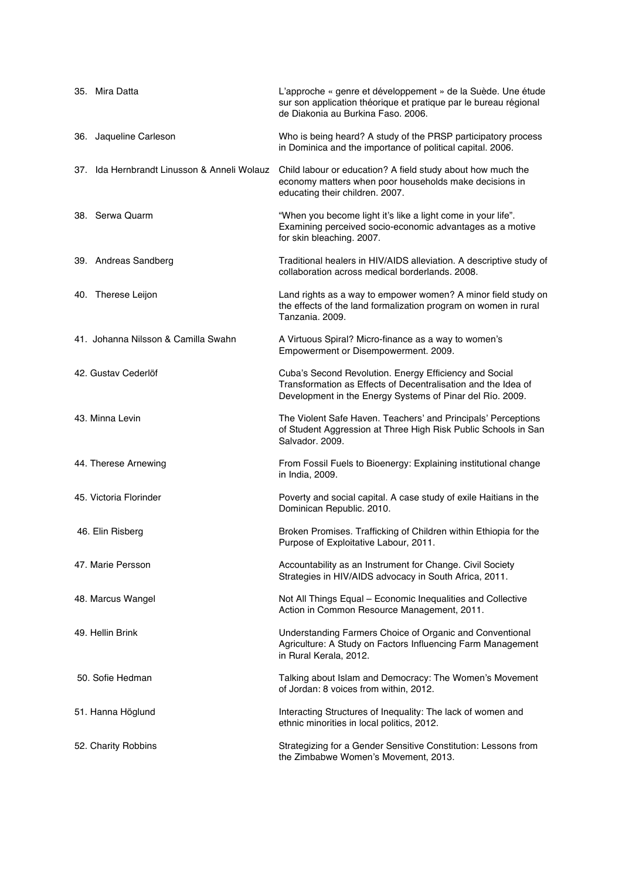| | |
|---|---|
| 35. Mira Datta | L'approche « genre et développement » de la Suède. Une étude sur son application théorique et pratique par le bureau régional de Diakonia au Burkina Faso. 2006. |
| 36. Jaqueline Carleson | Who is being heard? A study of the PRSP participatory process in Dominica and the importance of political capital. 2006. |
| 37. Ida Hernbrandt Linusson & Anneli Wolauz | Child labour or education? A field study about how much the economy matters when poor households make decisions in educating their children. 2007. |
| 38. Serwa Quarm | "When you become light it's like a light come in your life". Examining perceived socio-economic advantages as a motive for skin bleaching. 2007. |
| 39. Andreas Sandberg | Traditional healers in HIV/AIDS alleviation. A descriptive study of collaboration across medical borderlands. 2008. |
| 40. Therese Leijon | Land rights as a way to empower women? A minor field study on the effects of the land formalization program on women in rural Tanzania. 2009. |
| 41. Johanna Nilsson & Camilla Swahn | A Virtuous Spiral? Micro-finance as a way to women's Empowerment or Disempowerment. 2009. |
| 42. Gustav Cederlöf | Cuba's Second Revolution. Energy Efficiency and Social Transformation as Effects of Decentralisation and the Idea of Development in the Energy Systems of Pinar del Río. 2009. |
| 43. Minna Levin | The Violent Safe Haven. Teachers' and Principals' Perceptions of Student Aggression at Three High Risk Public Schools in San Salvador. 2009. |
| 44. Therese Arnewing | From Fossil Fuels to Bioenergy: Explaining institutional change in India, 2009. |
| 45. Victoria Florinder | Poverty and social capital. A case study of exile Haitians in the Dominican Republic. 2010. |
| 46. Elin Risberg | Broken Promises. Trafficking of Children within Ethiopia for the Purpose of Exploitative Labour, 2011. |
| 47. Marie Persson | Accountability as an Instrument for Change. Civil Society Strategies in HIV/AIDS advocacy in South Africa, 2011. |
| 48. Marcus Wangel | Not All Things Equal – Economic Inequalities and Collective Action in Common Resource Management, 2011. |
| 49. Hellin Brink | Understanding Farmers Choice of Organic and Conventional Agriculture: A Study on Factors Influencing Farm Management in Rural Kerala, 2012. |
| 50. Sofie Hedman | Talking about Islam and Democracy: The Women's Movement of Jordan: 8 voices from within, 2012. |
| 51. Hanna Höglund | Interacting Structures of Inequality: The lack of women and ethnic minorities in local politics, 2012. |
| 52. Charity Robbins | Strategizing for a Gender Sensitive Constitution: Lessons from the Zimbabwe Women's Movement, 2013. |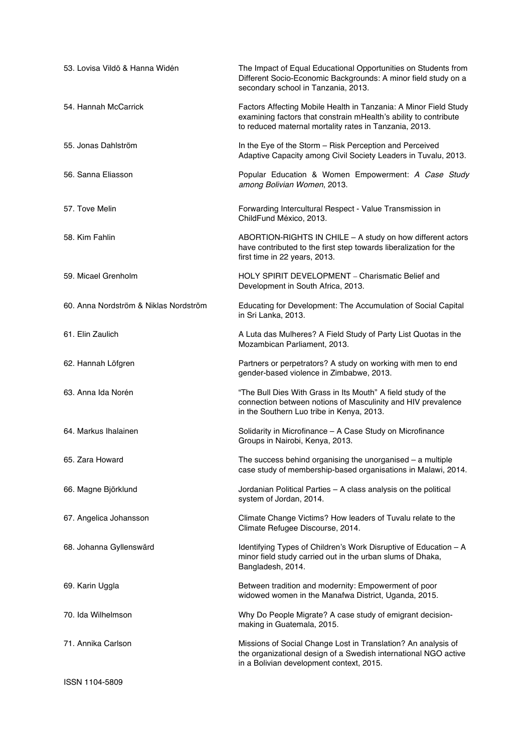53. Lovisa Vildö & Hanna Widén — The Impact of Equal Educational Opportunities on Students from Different Socio-Economic Backgrounds: A minor field study on a secondary school in Tanzania, 2013.

54. Hannah McCarrick — Factors Affecting Mobile Health in Tanzania: A Minor Field Study examining factors that constrain mHealth's ability to contribute to reduced maternal mortality rates in Tanzania, 2013.

55. Jonas Dahlström — In the Eye of the Storm – Risk Perception and Perceived Adaptive Capacity among Civil Society Leaders in Tuvalu, 2013.

56. Sanna Eliasson — Popular Education & Women Empowerment: *A Case Study among Bolivian Women*, 2013.

57. Tove Melin — Forwarding Intercultural Respect - Value Transmission in ChildFund México, 2013.

58. Kim Fahlin — ABORTION-RIGHTS IN CHILE – A study on how different actors have contributed to the first step towards liberalization for the first time in 22 years, 2013.

59. Micael Grenholm — HOLY SPIRIT DEVELOPMENT – Charismatic Belief and Development in South Africa, 2013.

60. Anna Nordström & Niklas Nordström — Educating for Development: The Accumulation of Social Capital in Sri Lanka, 2013.

61. Elin Zaulich — A Luta das Mulheres? A Field Study of Party List Quotas in the Mozambican Parliament, 2013.

62. Hannah Löfgren — Partners or perpetrators? A study on working with men to end gender-based violence in Zimbabwe, 2013.

63. Anna Ida Norén — "The Bull Dies With Grass in Its Mouth" A field study of the connection between notions of Masculinity and HIV prevalence in the Southern Luo tribe in Kenya, 2013.

64. Markus Ihalainen — Solidarity in Microfinance – A Case Study on Microfinance Groups in Nairobi, Kenya, 2013.

65. Zara Howard — The success behind organising the unorganised – a multiple case study of membership-based organisations in Malawi, 2014.

66. Magne Björklund — Jordanian Political Parties – A class analysis on the political system of Jordan, 2014.

67. Angelica Johansson — Climate Change Victims? How leaders of Tuvalu relate to the Climate Refugee Discourse, 2014.

68. Johanna Gyllenswärd — Identifying Types of Children's Work Disruptive of Education – A minor field study carried out in the urban slums of Dhaka, Bangladesh, 2014.

69. Karin Uggla — Between tradition and modernity: Empowerment of poor widowed women in the Manafwa District, Uganda, 2015.

70. Ida Wilhelmson — Why Do People Migrate? A case study of emigrant decision-making in Guatemala, 2015.

71. Annika Carlson — Missions of Social Change Lost in Translation? An analysis of the organizational design of a Swedish international NGO active in a Bolivian development context, 2015.

ISSN 1104-5809